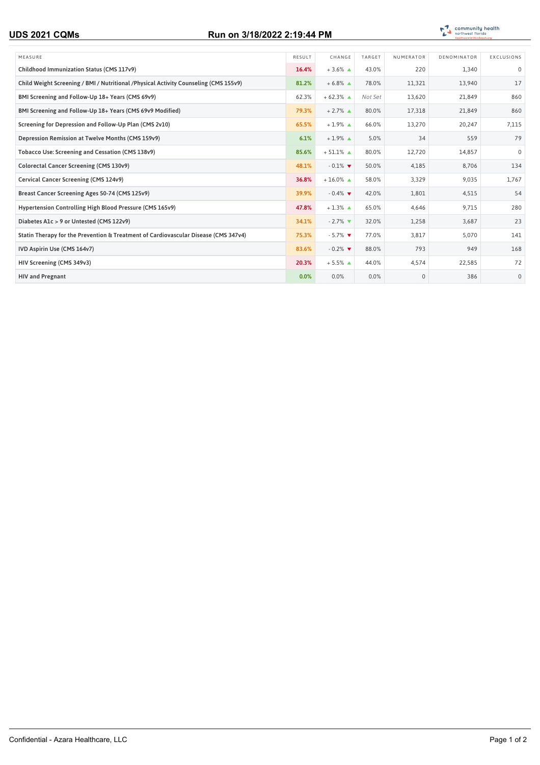# UDS 2021 CQMs

**Run on 3/18/2022 2:19:44 PM**

| MEASURE | RESULT | CHANGE | TARGET | NUMERATOR | DENOMINATOR | EXCLUSIONS |
|---|---|---|---|---|---|---|
| Childhood Immunization Status (CMS 117v9) | 16.4% | + 3.6% ▲ | 43.0% | 220 | 1,340 | 0 |
| Child Weight Screening / BMI / Nutritional /Physical Activity Counseling (CMS 155v9) | 81.2% | + 6.8% ▲ | 78.0% | 11,321 | 13,940 | 17 |
| BMI Screening and Follow-Up 18+ Years (CMS 69v9) | 62.3% | + 62.3% ▲ | *Not Set* | 13,620 | 21,849 | 860 |
| BMI Screening and Follow-Up 18+ Years (CMS 69v9 Modified) | 79.3% | + 2.7% ▲ | 80.0% | 17,318 | 21,849 | 860 |
| Screening for Depression and Follow-Up Plan (CMS 2v10) | 65.5% | + 1.9% ▲ | 66.0% | 13,270 | 20,247 | 7,115 |
| Depression Remission at Twelve Months (CMS 159v9) | 6.1% | + 1.9% ▲ | 5.0% | 34 | 559 | 79 |
| Tobacco Use: Screening and Cessation (CMS 138v9) | 85.6% | + 51.1% ▲ | 80.0% | 12,720 | 14,857 | 0 |
| Colorectal Cancer Screening (CMS 130v9) | 48.1% | - 0.1% ▼ | 50.0% | 4,185 | 8,706 | 134 |
| Cervical Cancer Screening (CMS 124v9) | 36.8% | + 16.0% ▲ | 58.0% | 3,329 | 9,035 | 1,767 |
| Breast Cancer Screening Ages 50-74 (CMS 125v9) | 39.9% | - 0.4% ▼ | 42.0% | 1,801 | 4,515 | 54 |
| Hypertension Controlling High Blood Pressure (CMS 165v9) | 47.8% | + 1.3% ▲ | 65.0% | 4,646 | 9,715 | 280 |
| Diabetes A1c > 9 or Untested (CMS 122v9) | 34.1% | - 2.7% ▼ | 32.0% | 1,258 | 3,687 | 23 |
| Statin Therapy for the Prevention & Treatment of Cardiovascular Disease (CMS 347v4) | 75.3% | - 5.7% ▼ | 77.0% | 3,817 | 5,070 | 141 |
| IVD Aspirin Use (CMS 164v7) | 83.6% | - 0.2% ▼ | 88.0% | 793 | 949 | 168 |
| HIV Screening (CMS 349v3) | 20.3% | + 5.5% ▲ | 44.0% | 4,574 | 22,585 | 72 |
| HIV and Pregnant | 0.0% | 0.0% | 0.0% | 0 | 386 | 0 |

Confidential - Azara Healthcare, LLC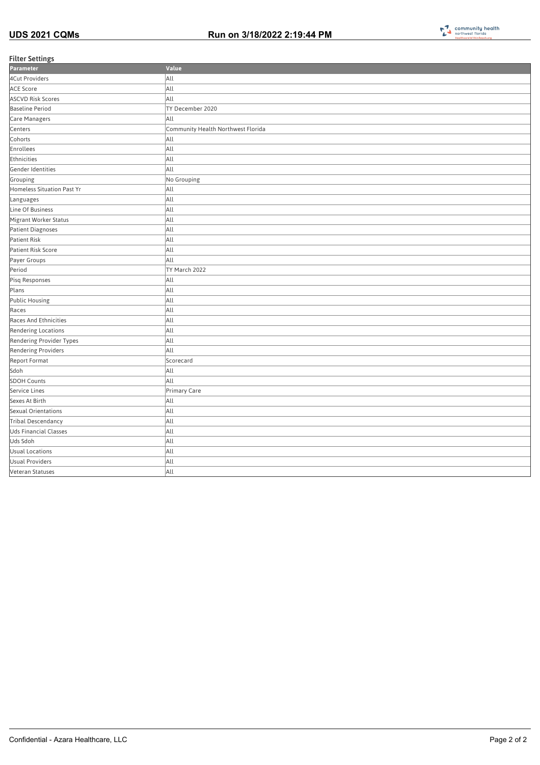## Filter Settings

| Parameter | Value |
|---|---|
| 4Cut Providers | All |
| ACE Score | All |
| ASCVD Risk Scores | All |
| Baseline Period | TY December 2020 |
| Care Managers | All |
| Centers | Community Health Northwest Florida |
| Cohorts | All |
| Enrollees | All |
| Ethnicities | All |
| Gender Identities | All |
| Grouping | No Grouping |
| Homeless Situation Past Yr | All |
| Languages | All |
| Line Of Business | All |
| Migrant Worker Status | All |
| Patient Diagnoses | All |
| Patient Risk | All |
| Patient Risk Score | All |
| Payer Groups | All |
| Period | TY March 2022 |
| Pisq Responses | All |
| Plans | All |
| Public Housing | All |
| Races | All |
| Races And Ethnicities | All |
| Rendering Locations | All |
| Rendering Provider Types | All |
| Rendering Providers | All |
| Report Format | Scorecard |
| Sdoh | All |
| SDOH Counts | All |
| Service Lines | Primary Care |
| Sexes At Birth | All |
| Sexual Orientations | All |
| Tribal Descendancy | All |
| Uds Financial Classes | All |
| Uds Sdoh | All |
| Usual Locations | All |
| Usual Providers | All |
| Veteran Statuses | All |